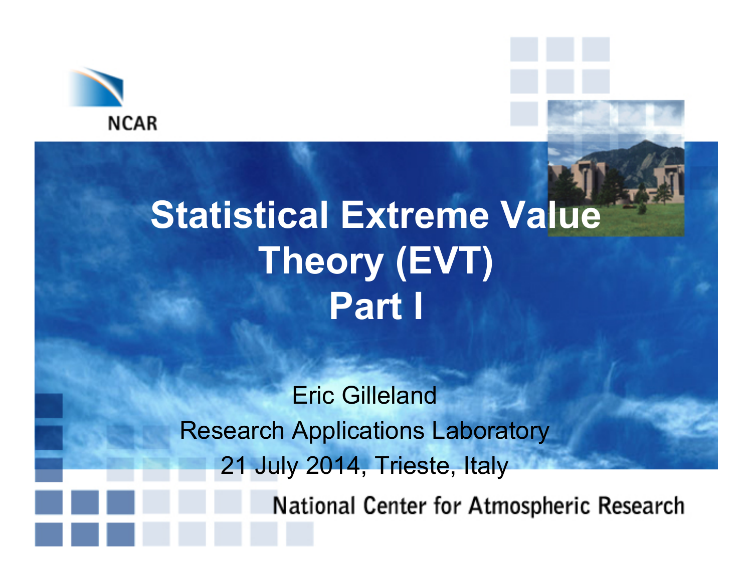NCAR

# Statistical Extreme Value Theory (EVT) Part I

Eric Gilleland

Research Applications Laboratory

21 July 2014, Trieste, Italy

National Center for Atmospheric Research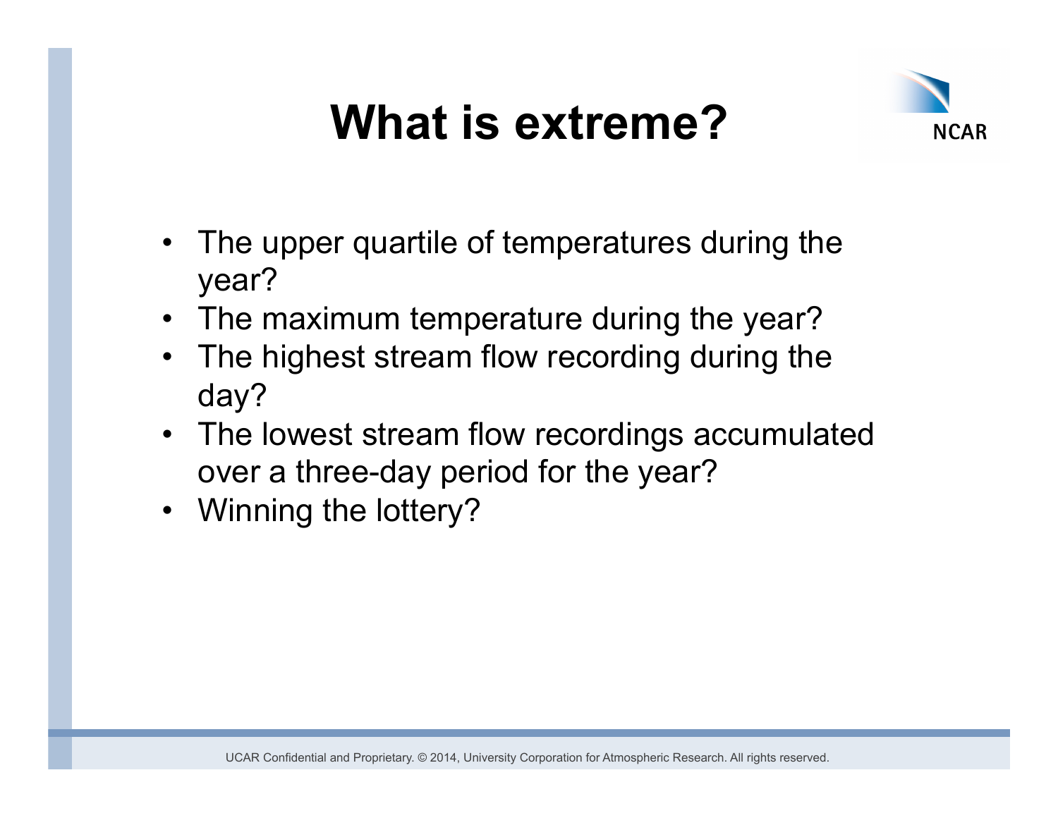# What is extreme?

- The upper quartile of temperatures during the year?
- The maximum temperature during the year?
- The highest stream flow recording during the day?
- The lowest stream flow recordings accumulated over a three-day period for the year?
- Winning the lottery?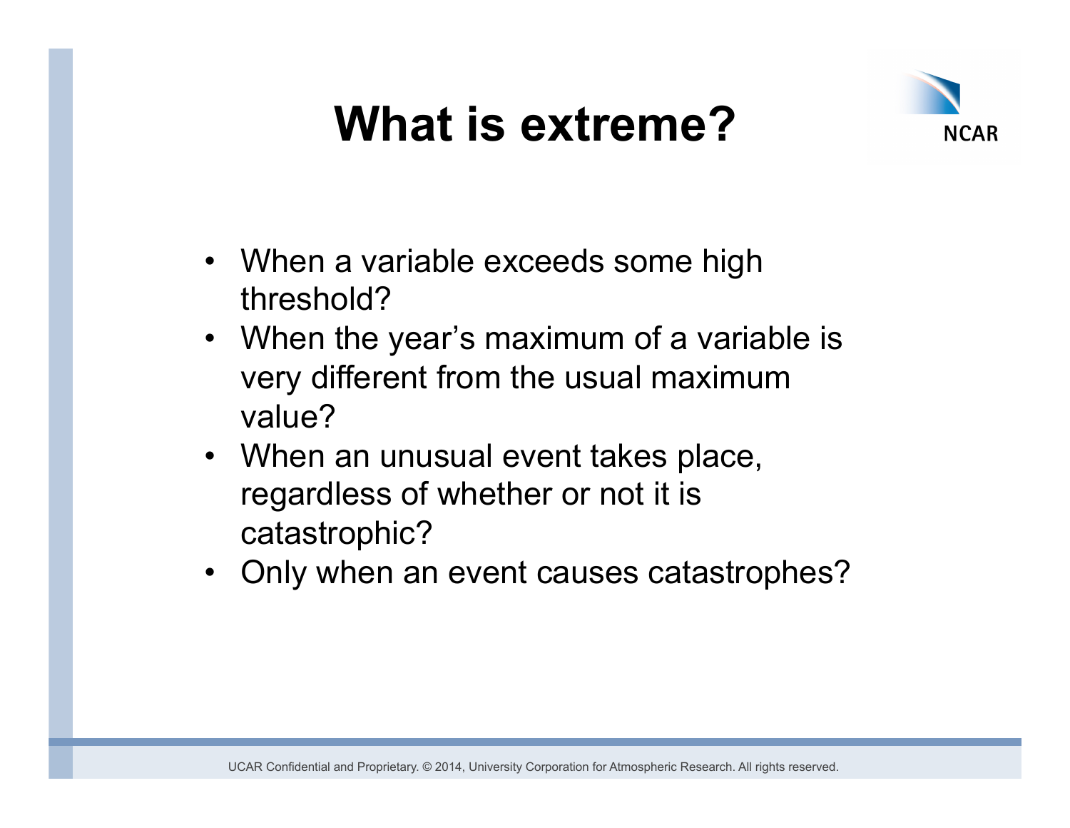# What is extreme?

- When a variable exceeds some high threshold?
- When the year's maximum of a variable is very different from the usual maximum value?
- When an unusual event takes place, regardless of whether or not it is catastrophic?
- Only when an event causes catastrophes?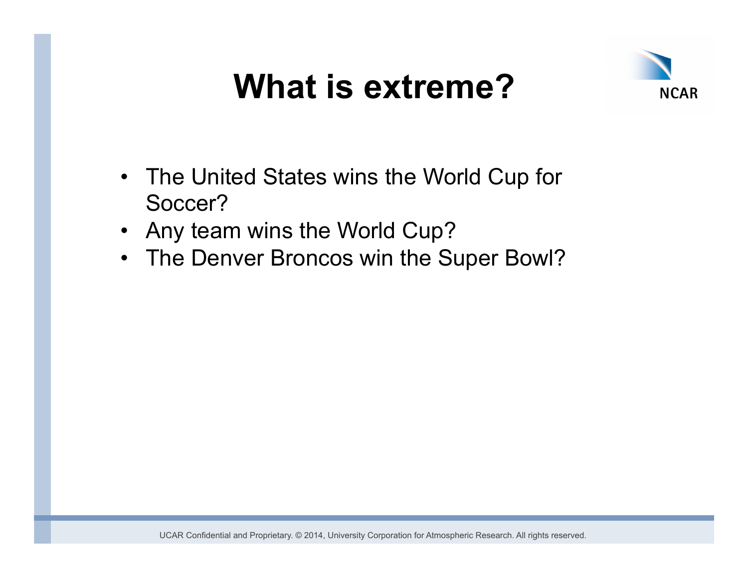# What is extreme?

- The United States wins the World Cup for Soccer?
- Any team wins the World Cup?
- The Denver Broncos win the Super Bowl?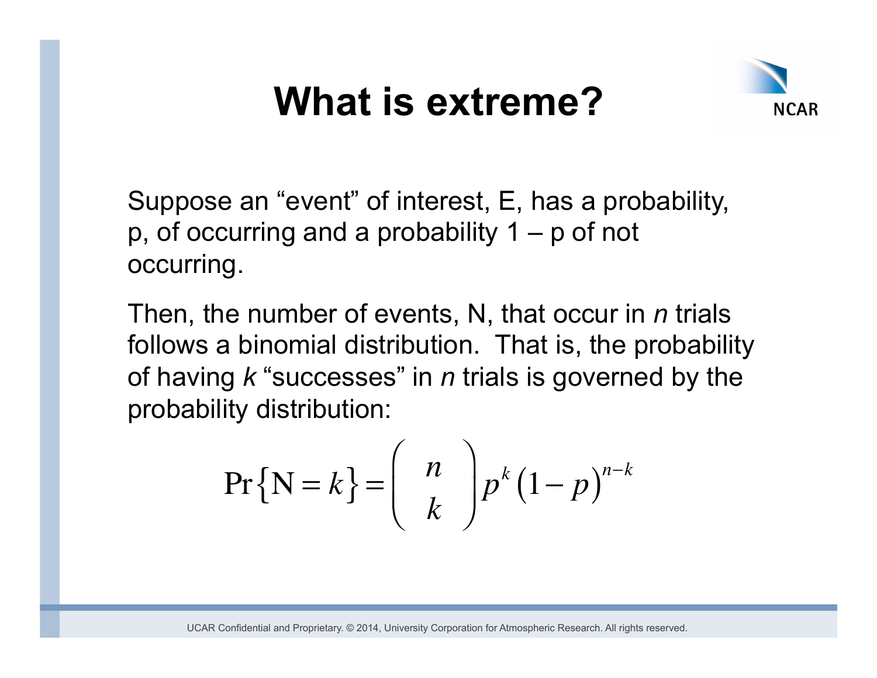# What is extreme?

Suppose an "event" of interest, E, has a probability, p, of occurring and a probability 1 – p of not occurring.

Then, the number of events, N, that occur in *n* trials follows a binomial distribution. That is, the probability of having *k* "successes" in *n* trials is governed by the probability distribution:

$$\Pr\{\mathrm{N} = k\} = \binom{n}{k} p^k (1-p)^{n-k}$$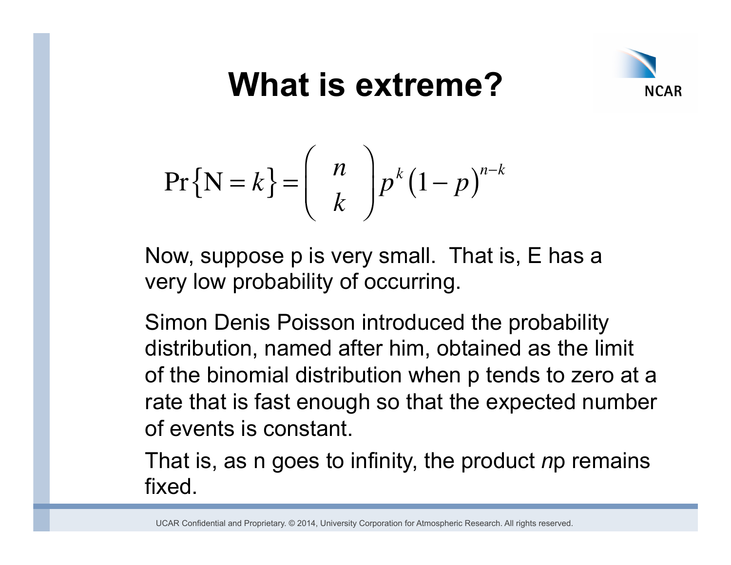# What is extreme?

$$\Pr\{N = k\} = \binom{n}{k} p^k (1-p)^{n-k}$$

Now, suppose p is very small. That is, E has a very low probability of occurring.

Simon Denis Poisson introduced the probability distribution, named after him, obtained as the limit of the binomial distribution when p tends to zero at a rate that is fast enough so that the expected number of events is constant.

That is, as n goes to infinity, the product *n*p remains fixed.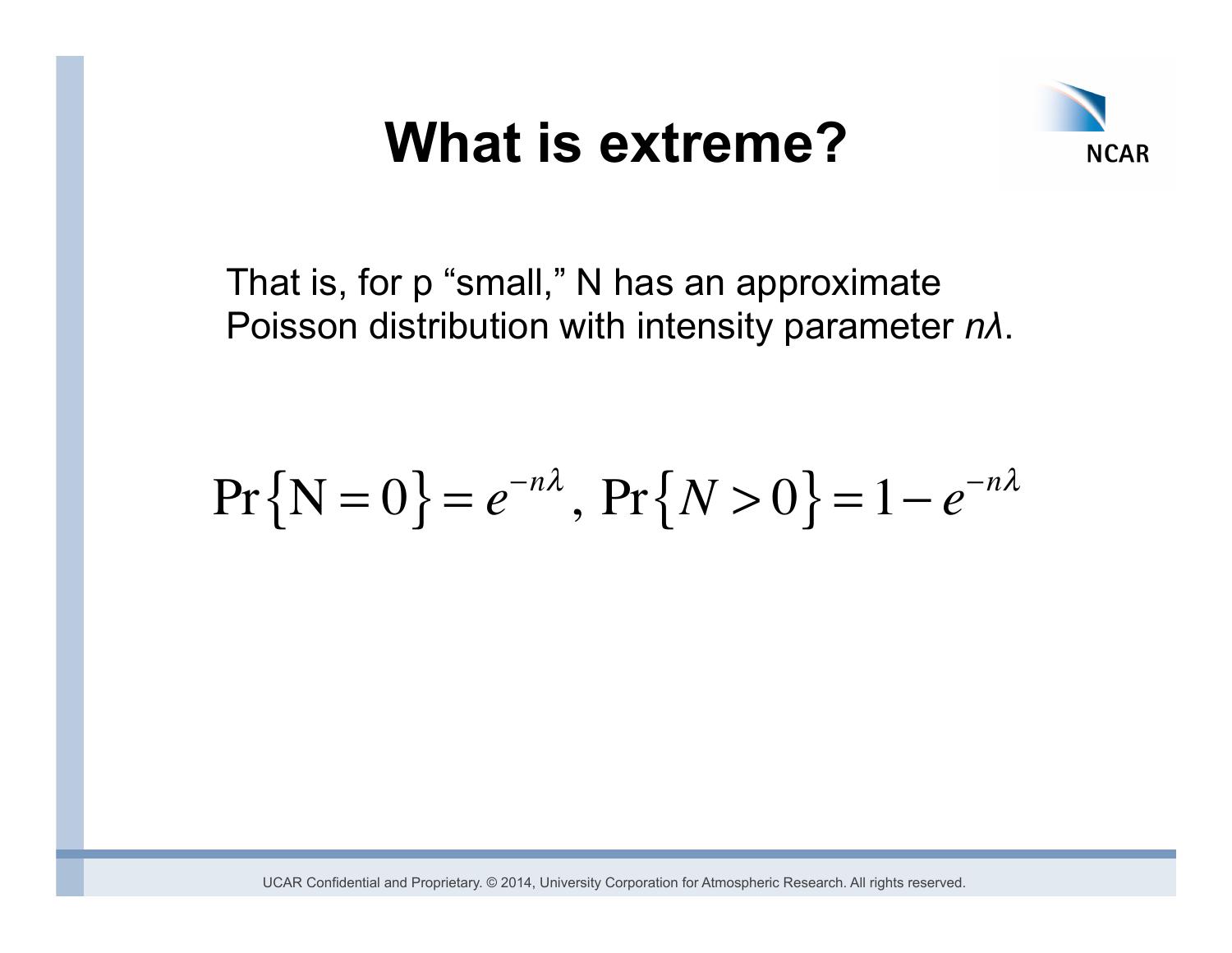# What is extreme?

That is, for p "small," N has an approximate Poisson distribution with intensity parameter *nλ*.

$$\Pr\{\mathrm{N} = 0\} = e^{-n\lambda},\ \Pr\{N > 0\} = 1 - e^{-n\lambda}$$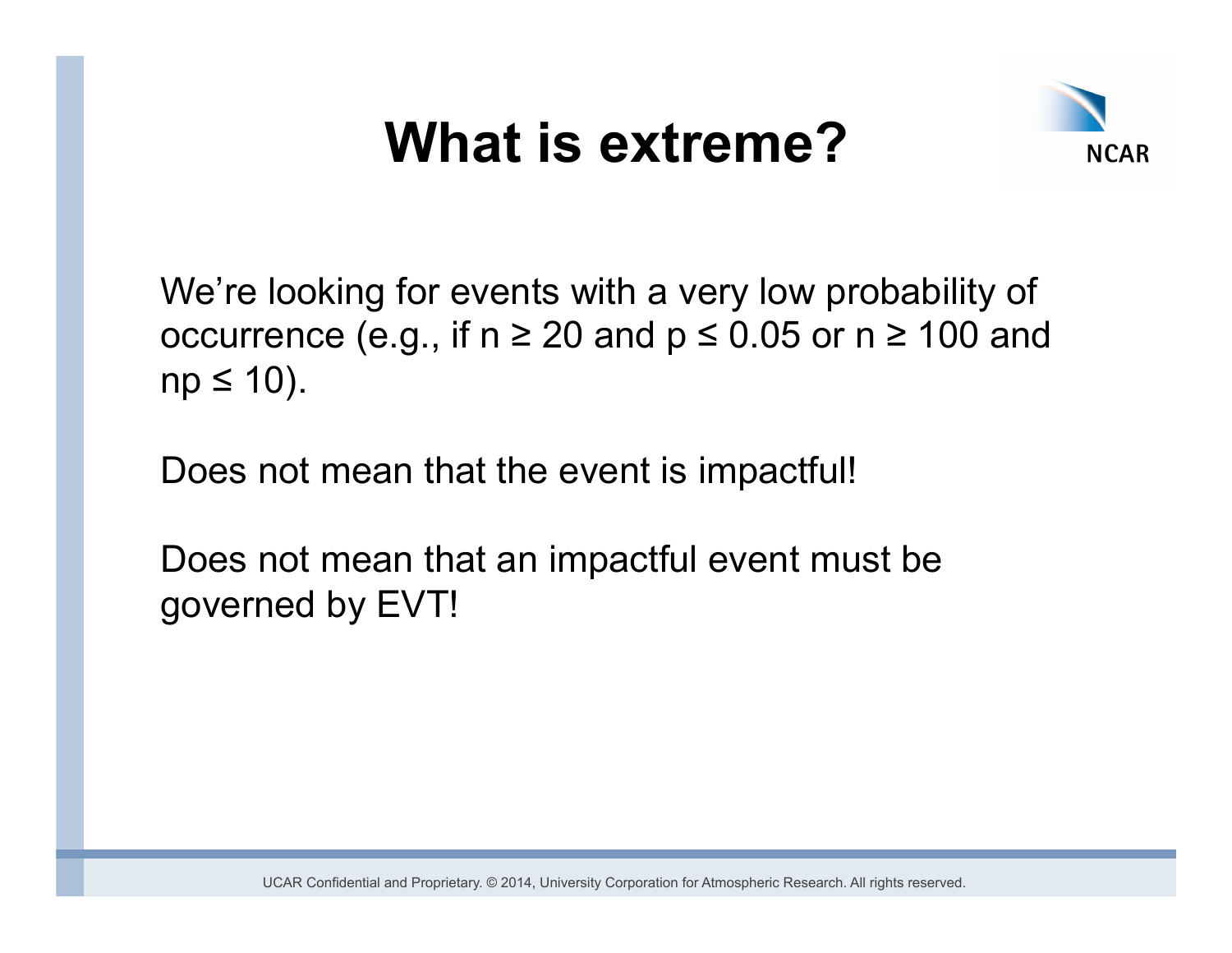# What is extreme?

We're looking for events with a very low probability of occurrence (e.g., if $n \geq 20$ and $p \leq 0.05$ or $n \geq 100$ and $np \leq 10$).

Does not mean that the event is impactful!

Does not mean that an impactful event must be governed by EVT!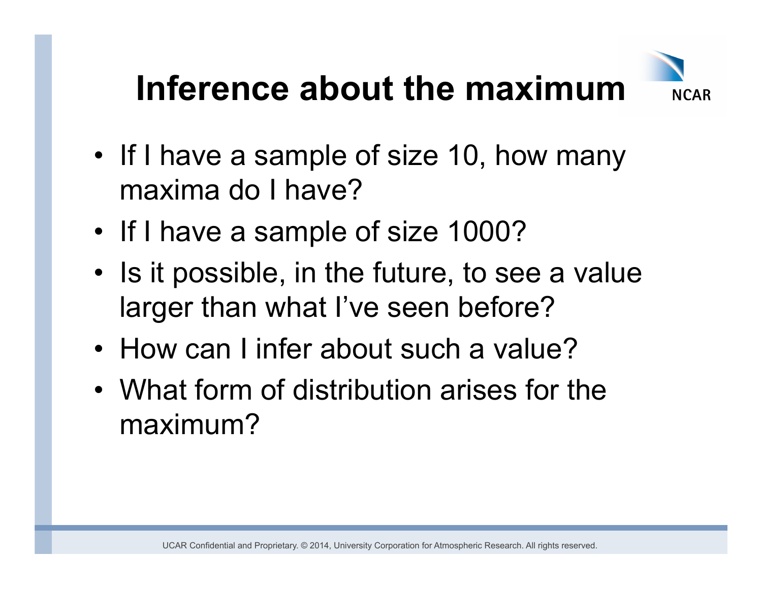# Inference about the maximum

- If I have a sample of size 10, how many maxima do I have?
- If I have a sample of size 1000?
- Is it possible, in the future, to see a value larger than what I've seen before?
- How can I infer about such a value?
- What form of distribution arises for the maximum?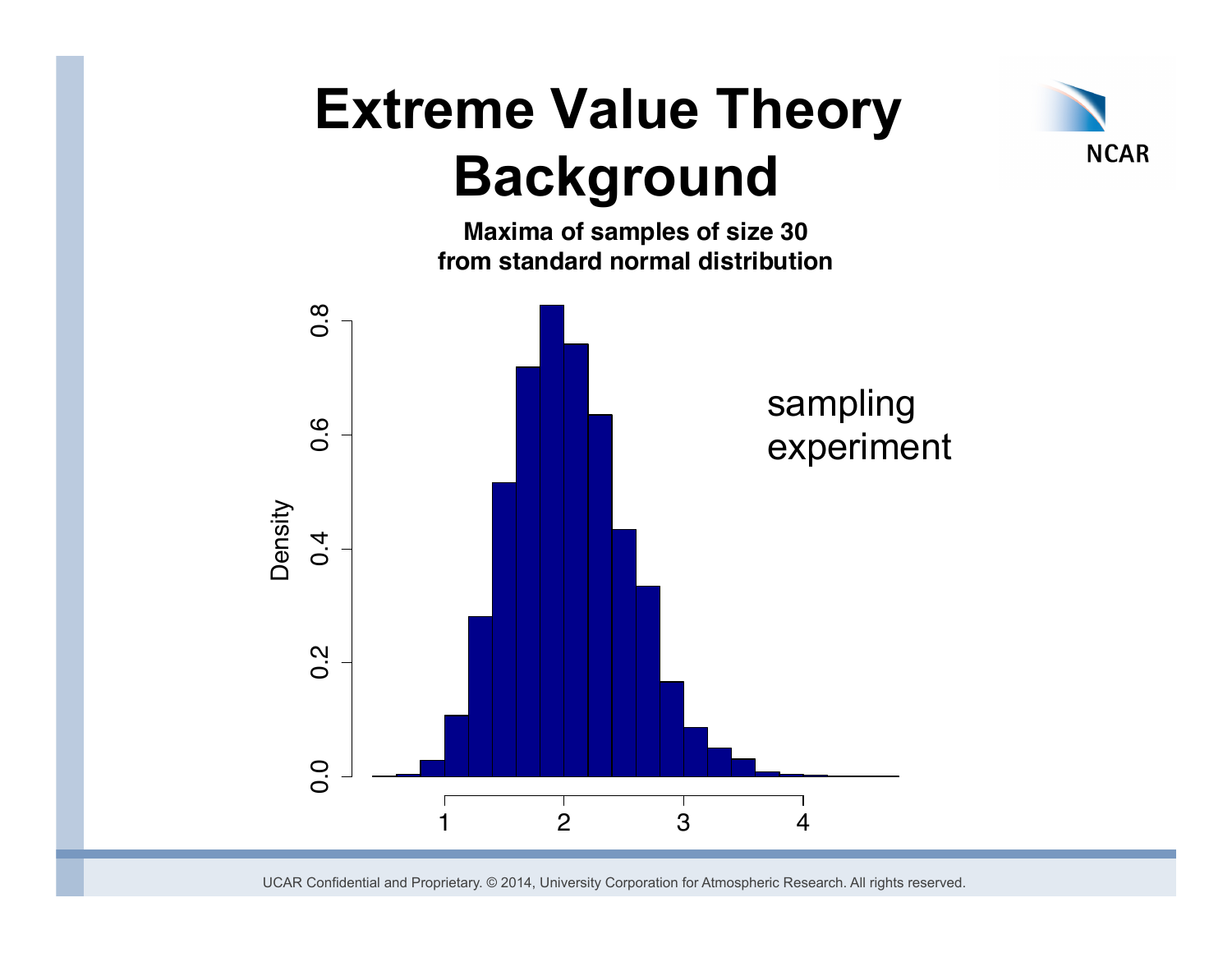# Extreme Value Theory Background

**Maxima of samples of size 30 from standard normal distribution**

sampling experiment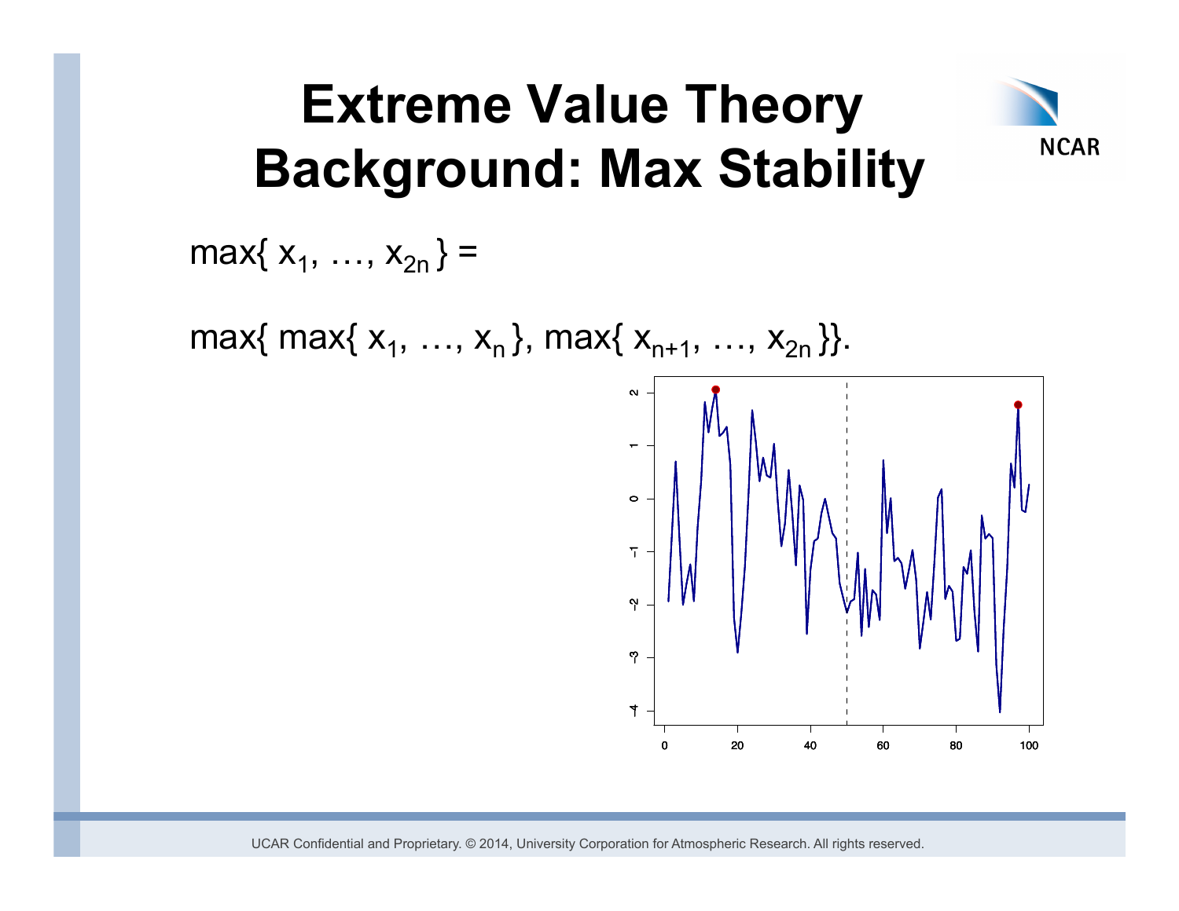# Extreme Value Theory Background: Max Stability

$\max\{ x_1, \ldots, x_{2n} \} =$

$\max\{ \max\{ x_1, \ldots, x_n \}, \max\{ x_{n+1}, \ldots, x_{2n} \}\}.$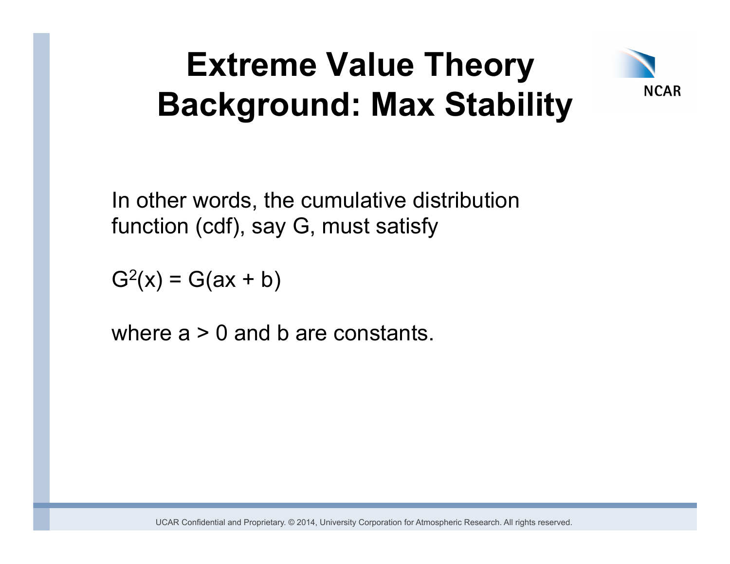# Extreme Value Theory Background: Max Stability

In other words, the cumulative distribution function (cdf), say G, must satisfy

$G^2(x) = G(ax + b)$

where $a > 0$ and $b$ are constants.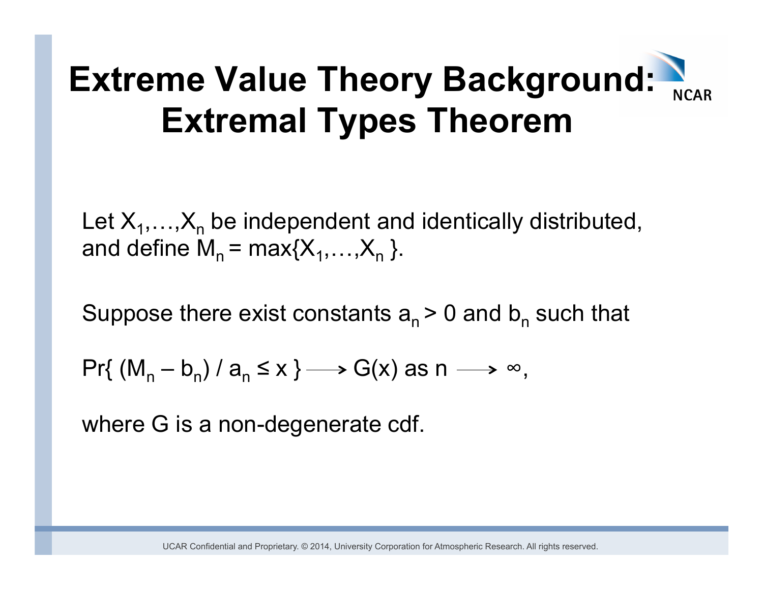# Extreme Value Theory Background: Extremal Types Theorem

Let $X_1, \ldots, X_n$ be independent and identically distributed, and define $M_n = \max\{X_1, \ldots, X_n\}$.

Suppose there exist constants $a_n > 0$ and $b_n$ such that

$$\Pr\{ (M_n - b_n) / a_n \leq x \} \longrightarrow G(x) \text{ as } n \longrightarrow \infty,$$

where G is a non-degenerate cdf.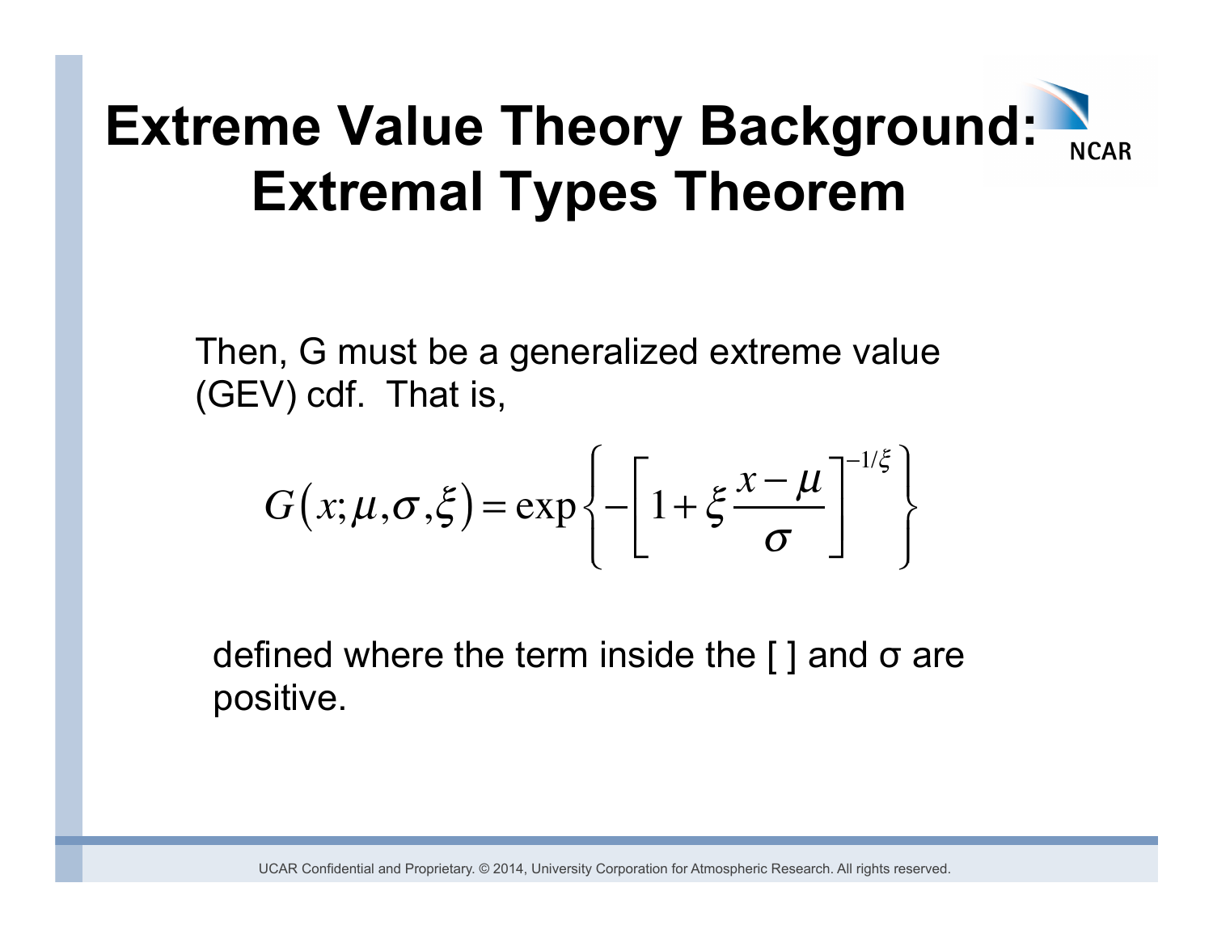# Extreme Value Theory Background: Extremal Types Theorem

Then, G must be a generalized extreme value (GEV) cdf. That is,

$$G\left(x;\mu,\sigma,\xi\right) = \exp\left\{-\left[1+\xi\frac{x-\mu}{\sigma}\right]^{-1/\xi}\right\}$$

defined where the term inside the [ ] and σ are positive.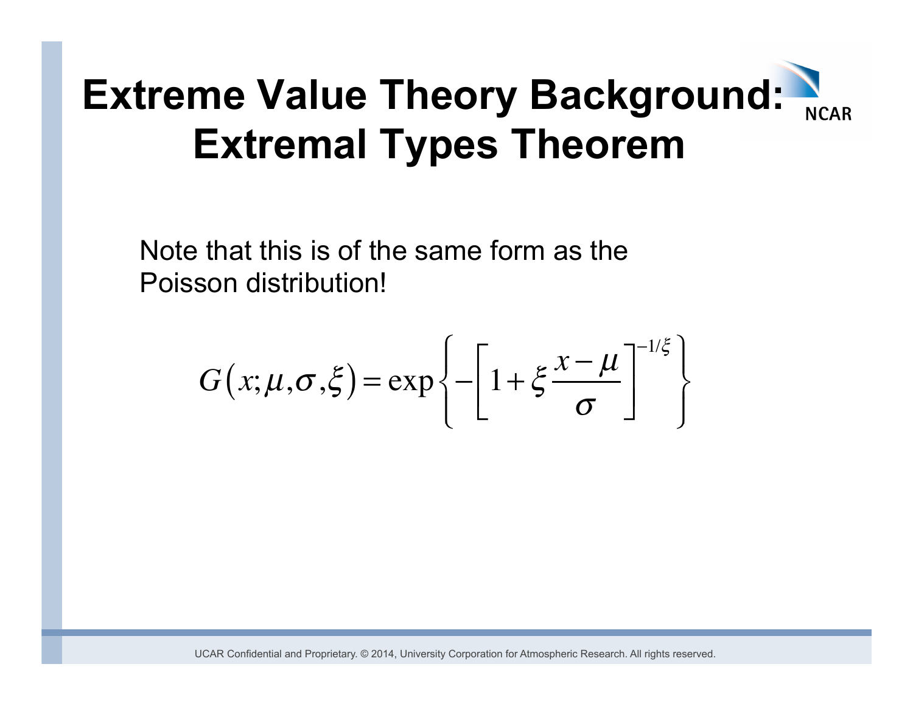# Extreme Value Theory Background: Extremal Types Theorem

Note that this is of the same form as the Poisson distribution!

$$G\left(x;\mu,\sigma,\xi\right)=\exp\left\{-\left[1+\xi\frac{x-\mu}{\sigma}\right]^{-1/\xi}\right\}$$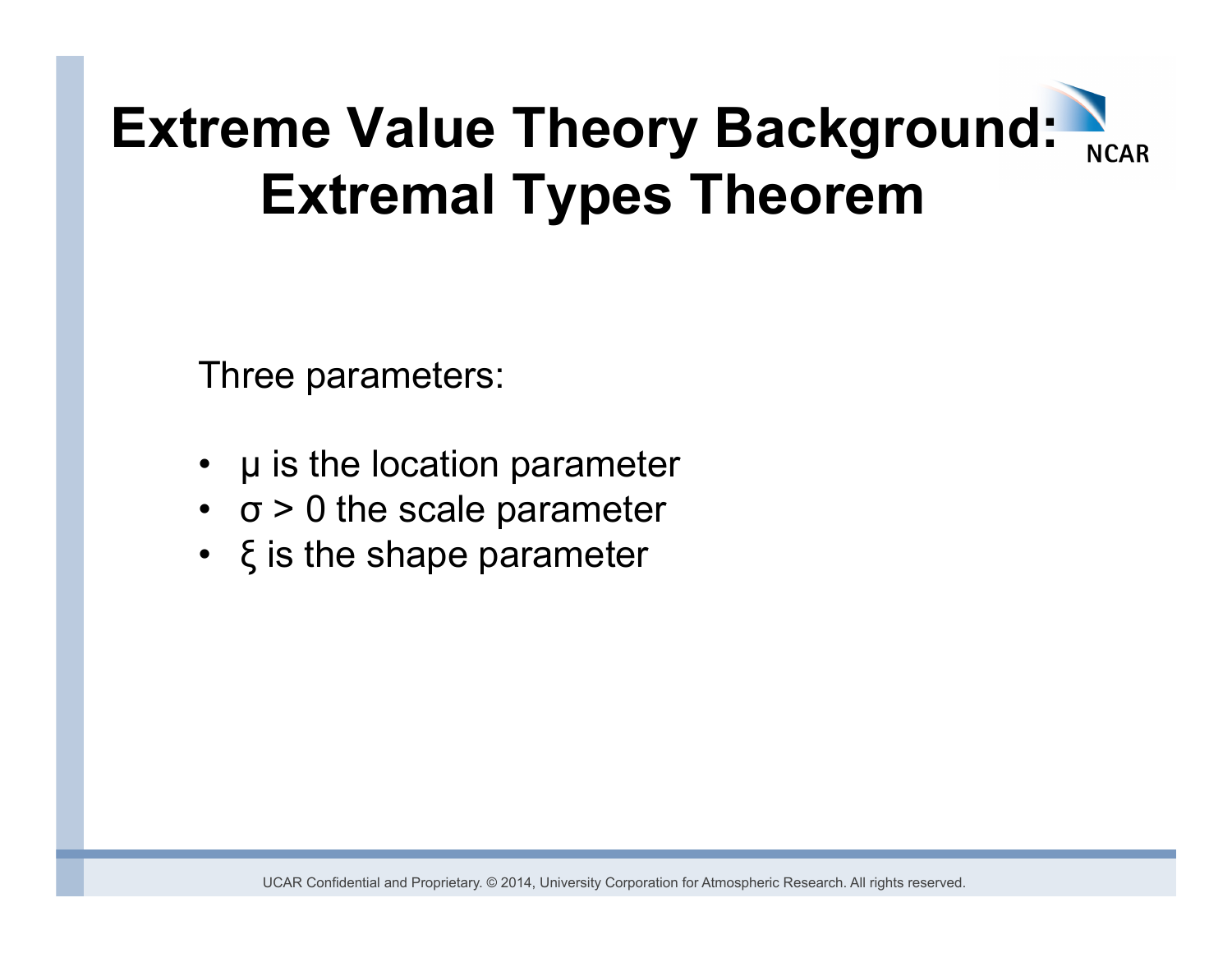# Extreme Value Theory Background: Extremal Types Theorem

Three parameters:

- $\mu$ is the location parameter
- $\sigma > 0$ the scale parameter
- $\xi$ is the shape parameter

UCAR Confidential and Proprietary. © 2014, University Corporation for Atmospheric Research. All rights reserved.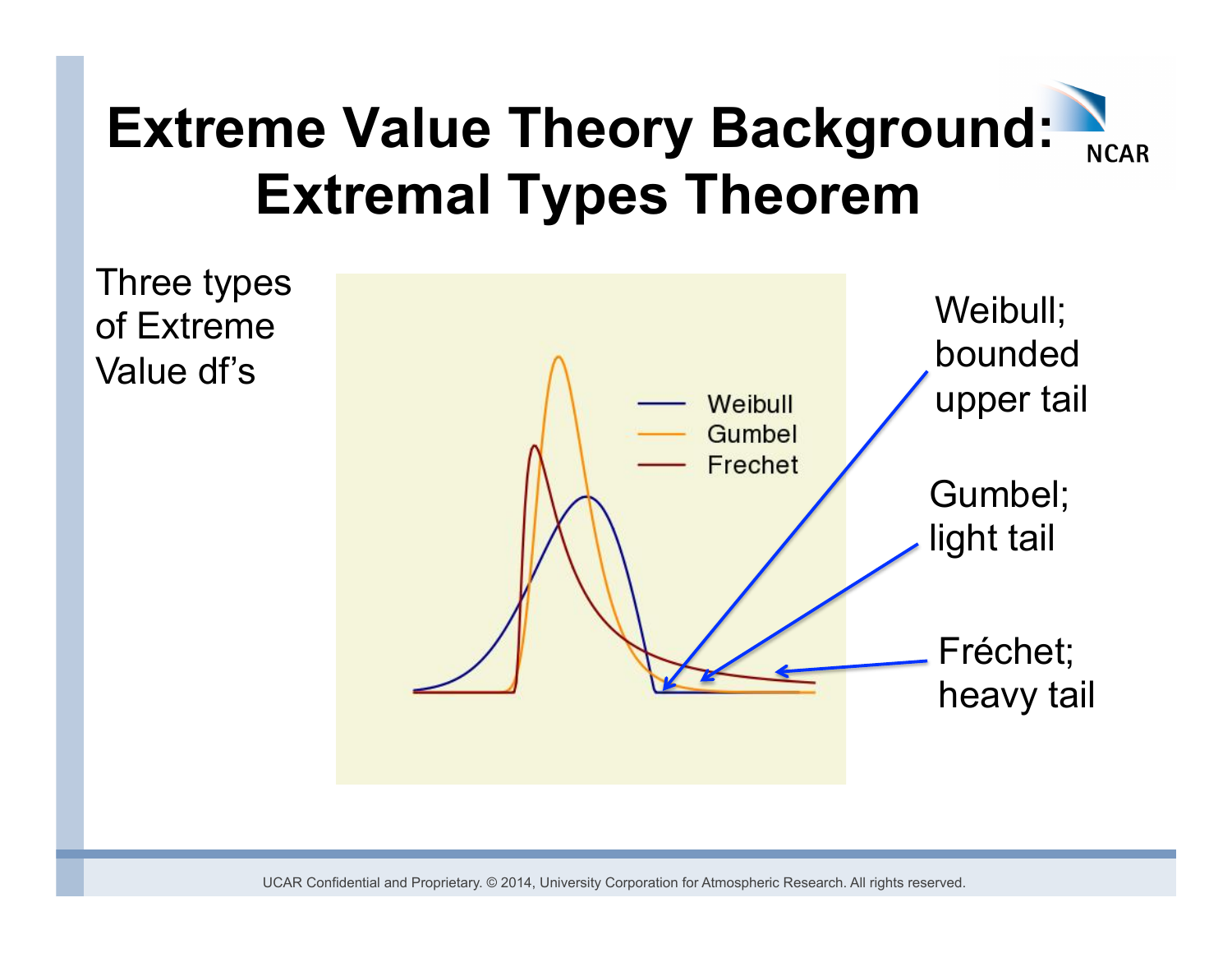# Extreme Value Theory Background: Extremal Types Theorem

Three types of Extreme Value df's

Weibull; bounded upper tail

Gumbel; light tail

Fréchet; heavy tail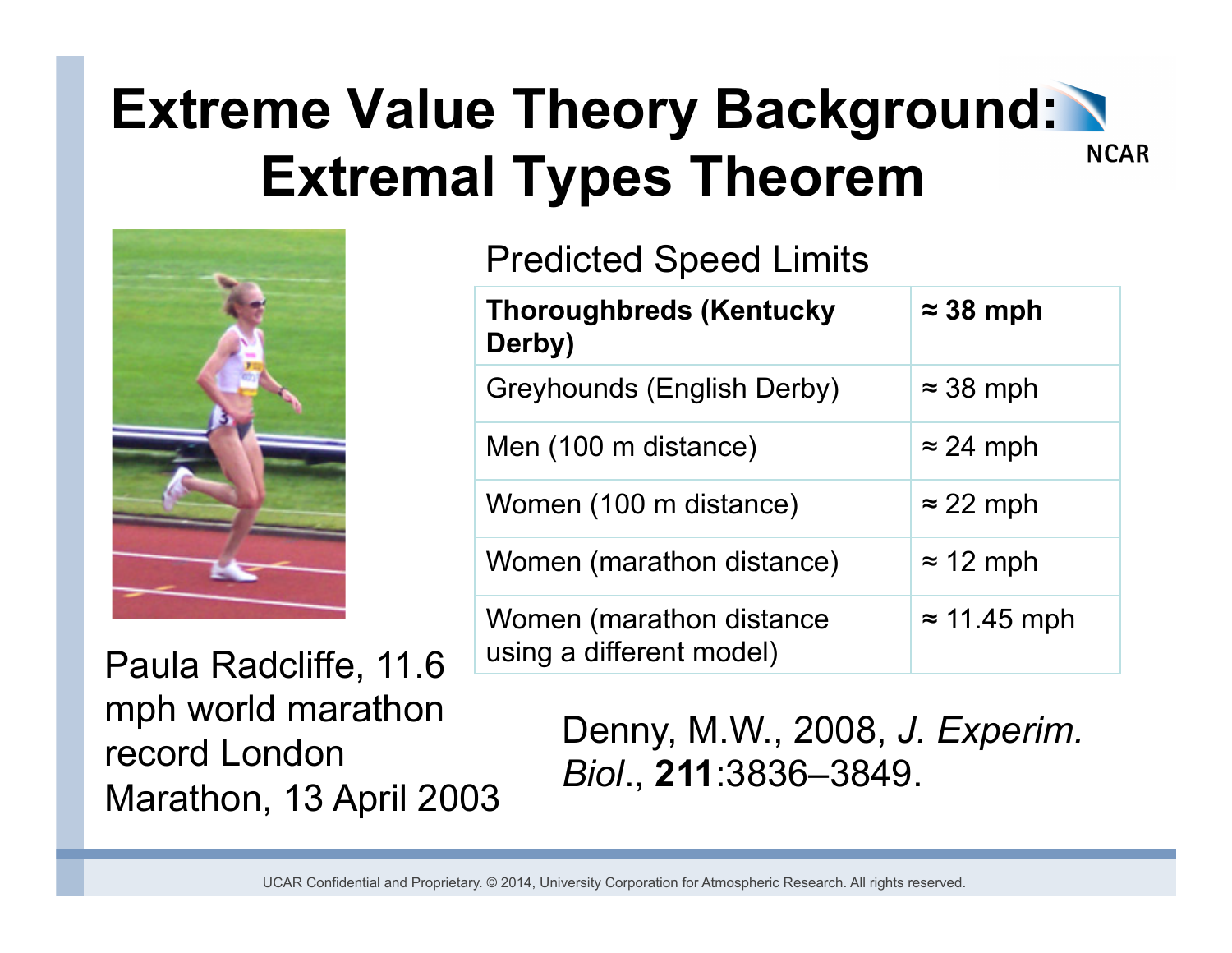# Extreme Value Theory Background: Extremal Types Theorem

Predicted Speed Limits

| **Thoroughbreds (Kentucky Derby)** | **≈ 38 mph** |
|---|---|
| Greyhounds (English Derby) | ≈ 38 mph |
| Men (100 m distance) | ≈ 24 mph |
| Women (100 m distance) | ≈ 22 mph |
| Women (marathon distance) | ≈ 12 mph |
| Women (marathon distance using a different model) | ≈ 11.45 mph |

Paula Radcliffe, 11.6 mph world marathon record London Marathon, 13 April 2003

Denny, M.W., 2008, *J. Experim. Biol*., **211**:3836–3849.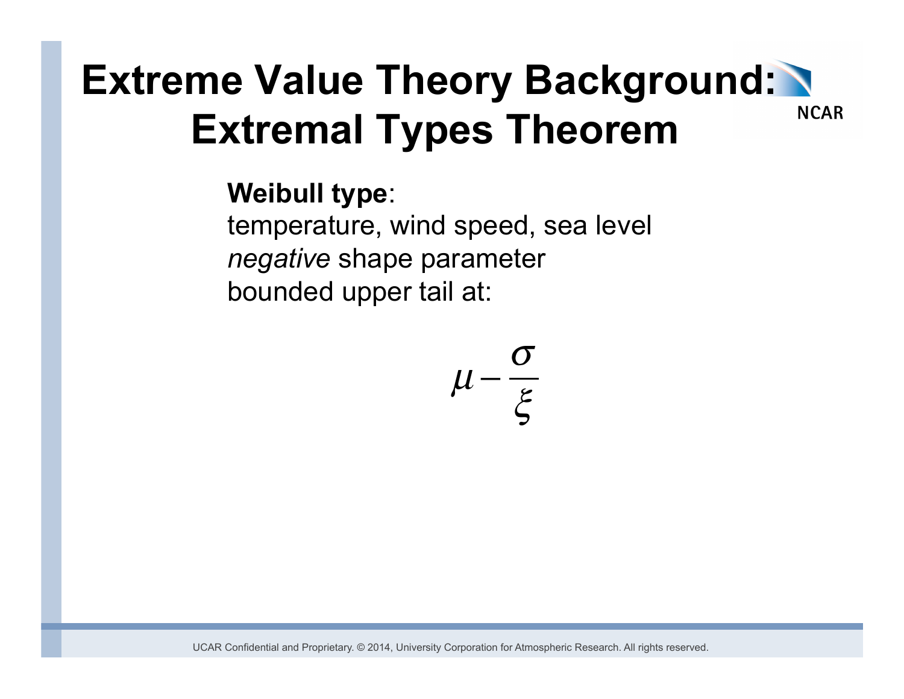# Extreme Value Theory Background: Extremal Types Theorem

**Weibull type**:
temperature, wind speed, sea level
*negative* shape parameter
bounded upper tail at:

$$\mu - \frac{\sigma}{\xi}$$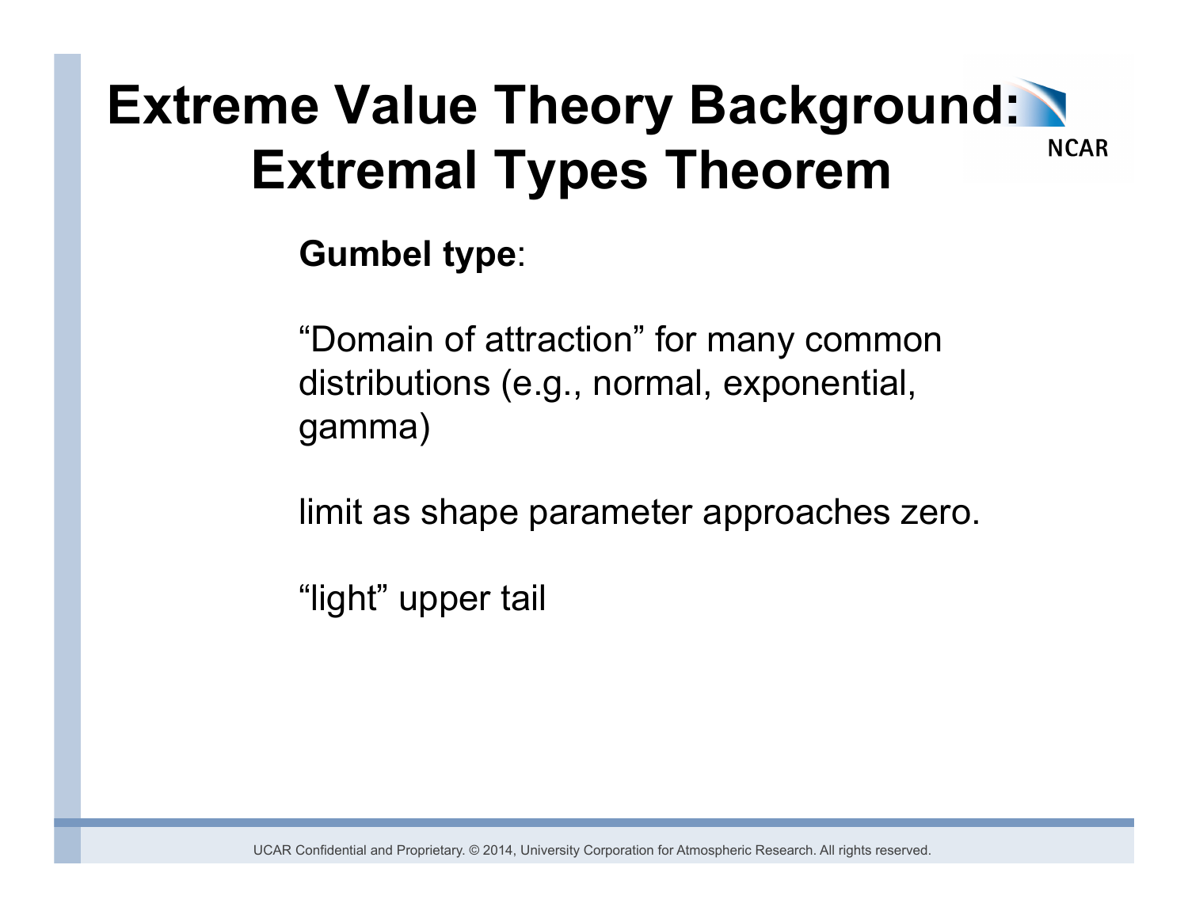# Extreme Value Theory Background: Extremal Types Theorem

**Gumbel type**:

“Domain of attraction” for many common distributions (e.g., normal, exponential, gamma)

limit as shape parameter approaches zero.

“light” upper tail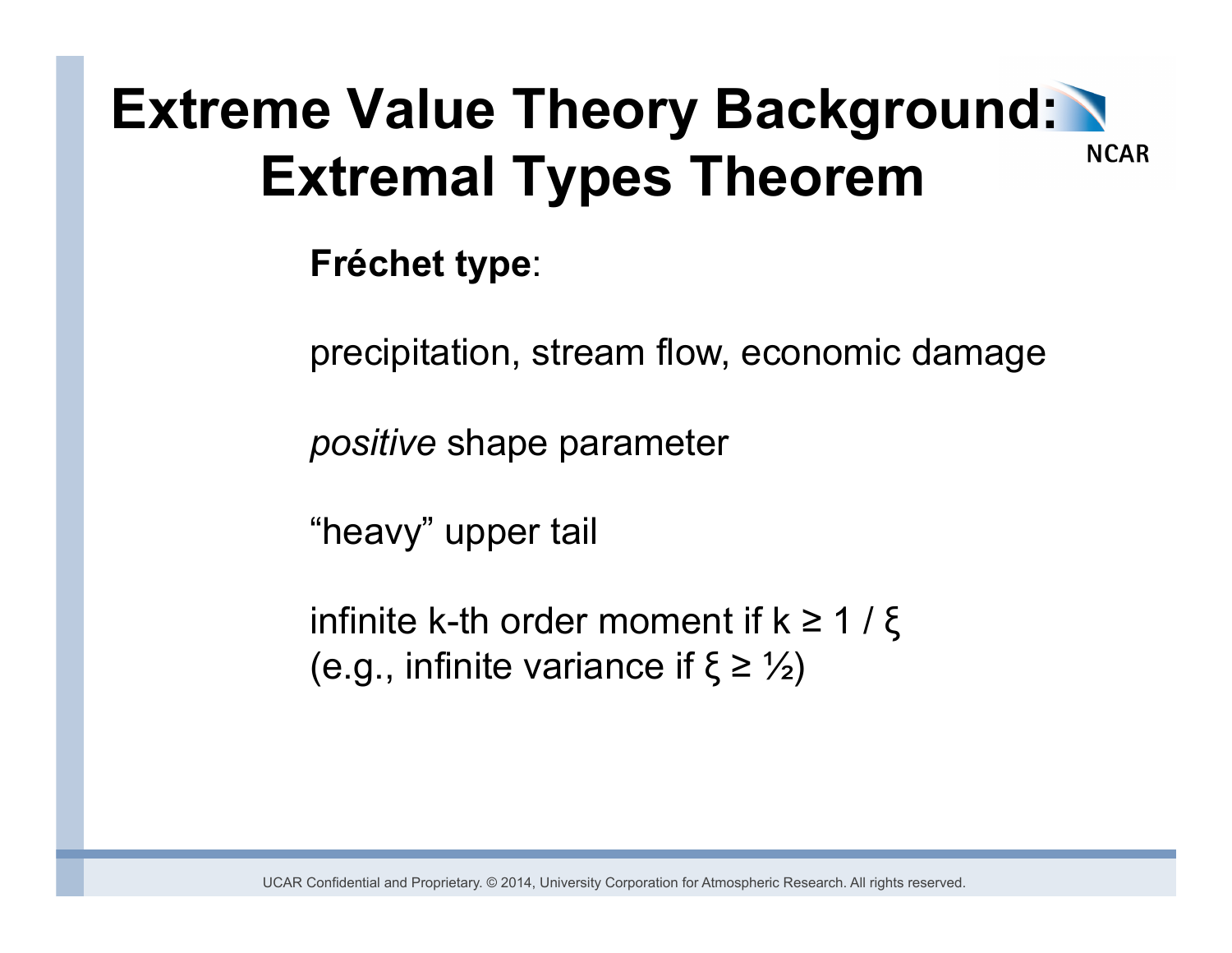# Extreme Value Theory Background: Extremal Types Theorem

**Fréchet type**:

precipitation, stream flow, economic damage

*positive* shape parameter

"heavy" upper tail

infinite k-th order moment if $k \geq 1 / \xi$
(e.g., infinite variance if $\xi \geq ½$)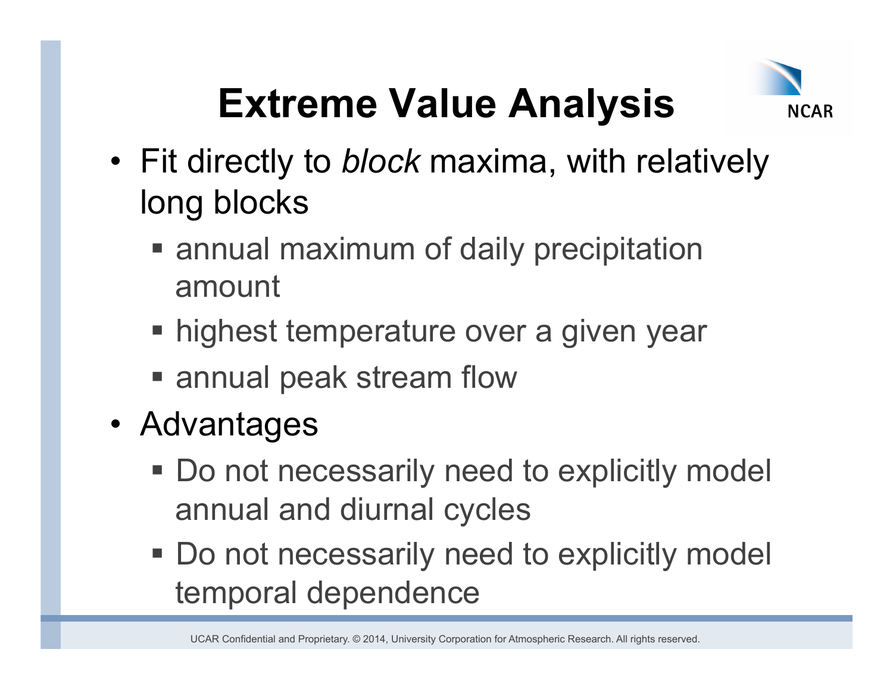# Extreme Value Analysis

- Fit directly to *block* maxima, with relatively long blocks
  - annual maximum of daily precipitation amount
  - highest temperature over a given year
  - annual peak stream flow
- Advantages
  - Do not necessarily need to explicitly model annual and diurnal cycles
  - Do not necessarily need to explicitly model temporal dependence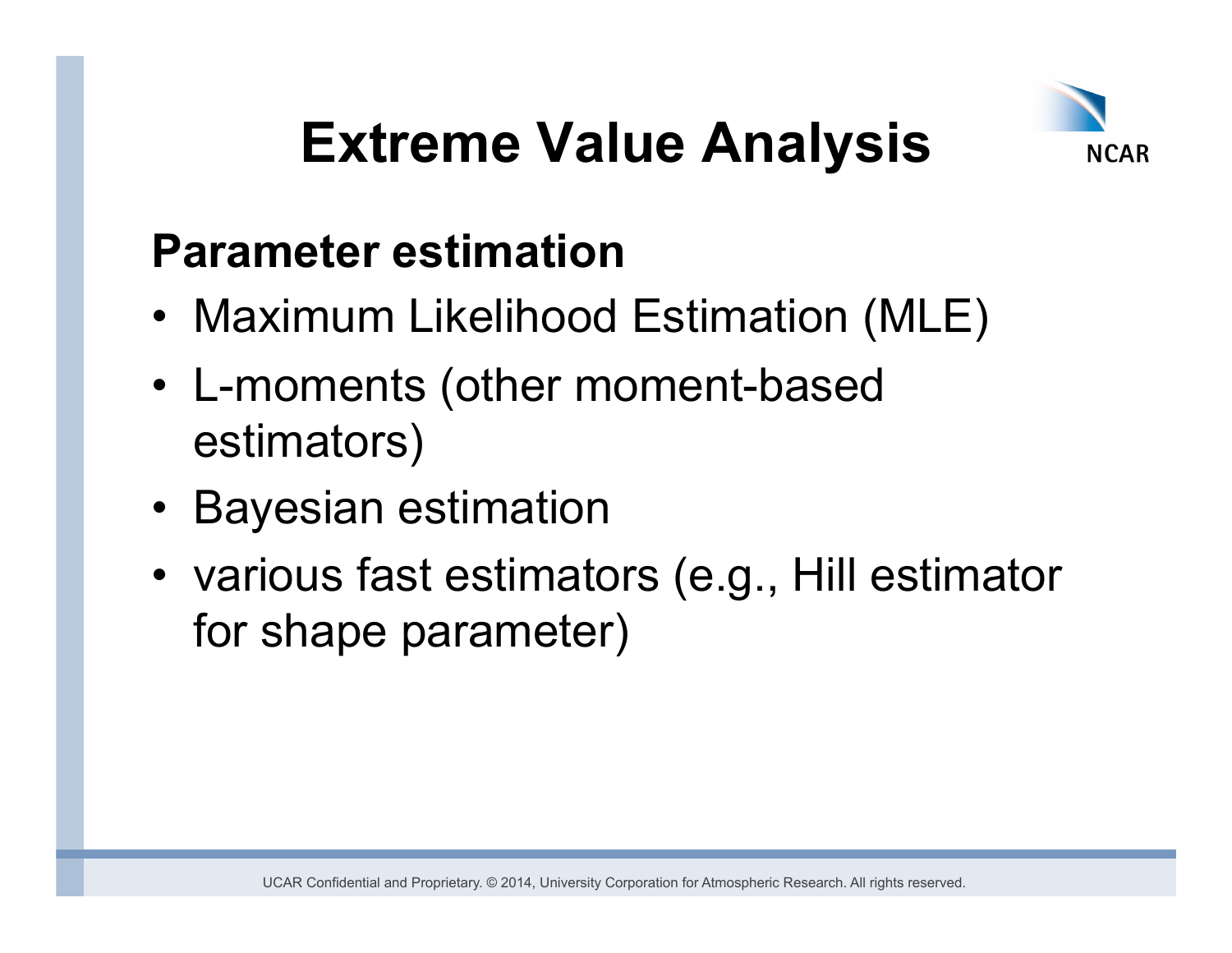# Extreme Value Analysis

## Parameter estimation

- Maximum Likelihood Estimation (MLE)
- L-moments (other moment-based estimators)
- Bayesian estimation
- various fast estimators (e.g., Hill estimator for shape parameter)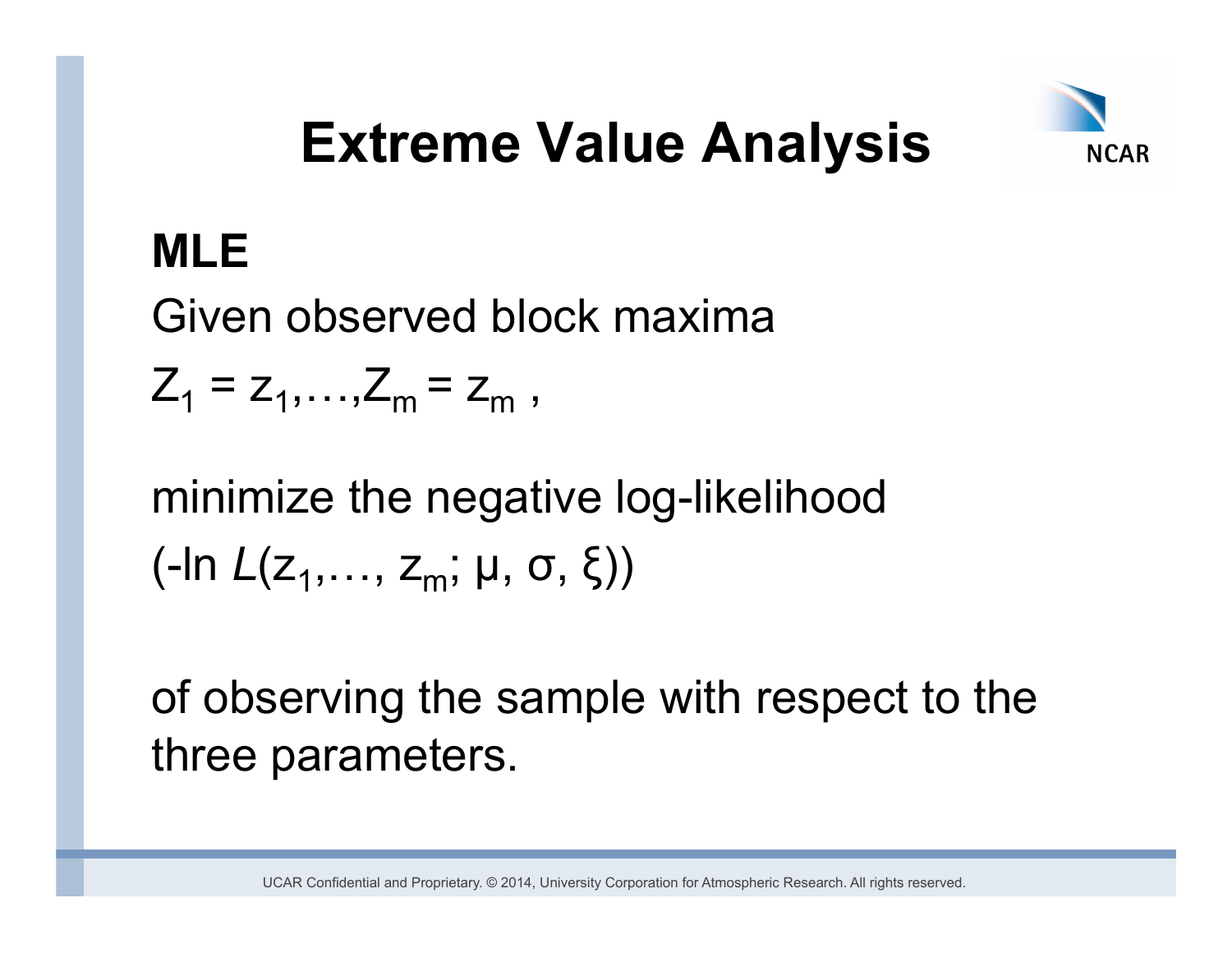# Extreme Value Analysis

**MLE**

Given observed block maxima

$Z_1 = z_1, \ldots, Z_m = z_m$ ,

minimize the negative log-likelihood

$(-\ln L(z_1, \ldots, z_m; \mu, \sigma, \xi))$

of observing the sample with respect to the three parameters.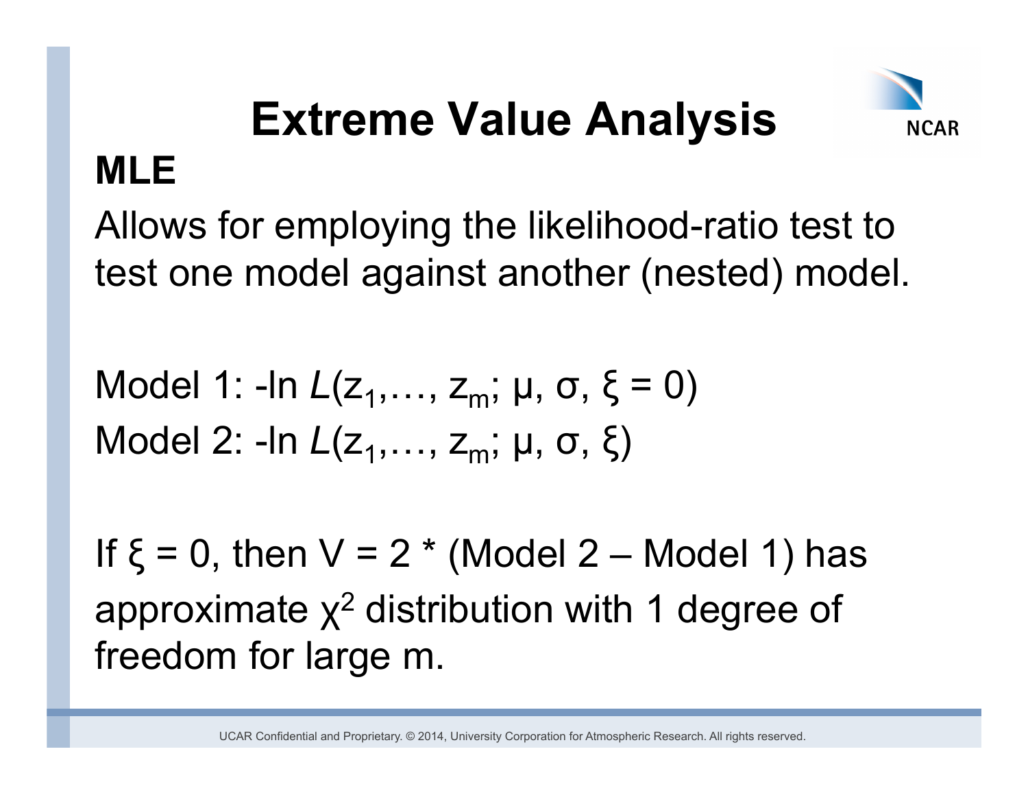# Extreme Value Analysis

## MLE

Allows for employing the likelihood-ratio test to test one model against another (nested) model.

Model 1: $-\ln L(z_1,\ldots, z_m; \mu, \sigma, \xi = 0)$
Model 2: $-\ln L(z_1,\ldots, z_m; \mu, \sigma, \xi)$

If $\xi = 0$, then V = 2 * (Model 2 – Model 1) has approximate $\chi^2$ distribution with 1 degree of freedom for large m.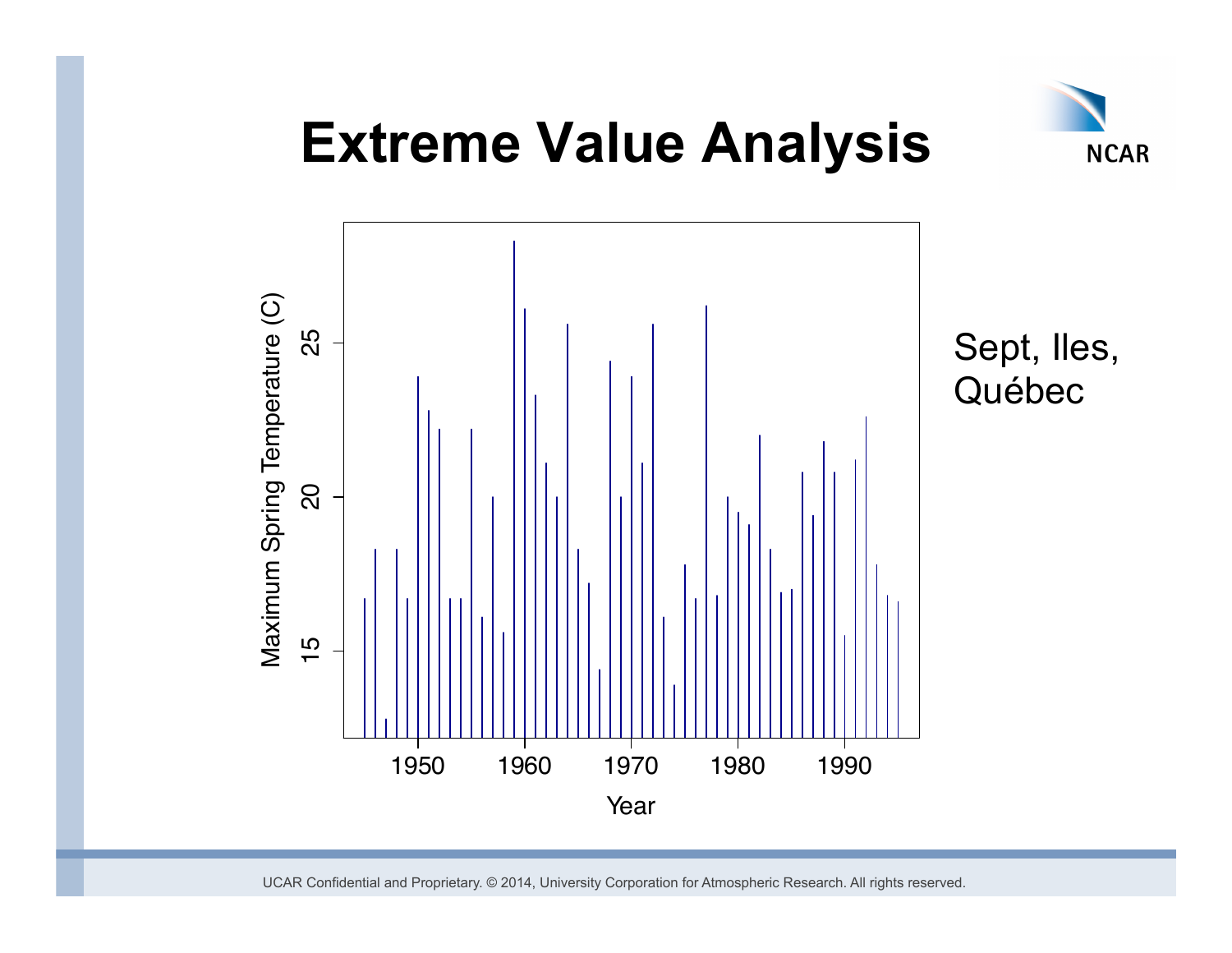# Extreme Value Analysis

Sept, Iles, Québec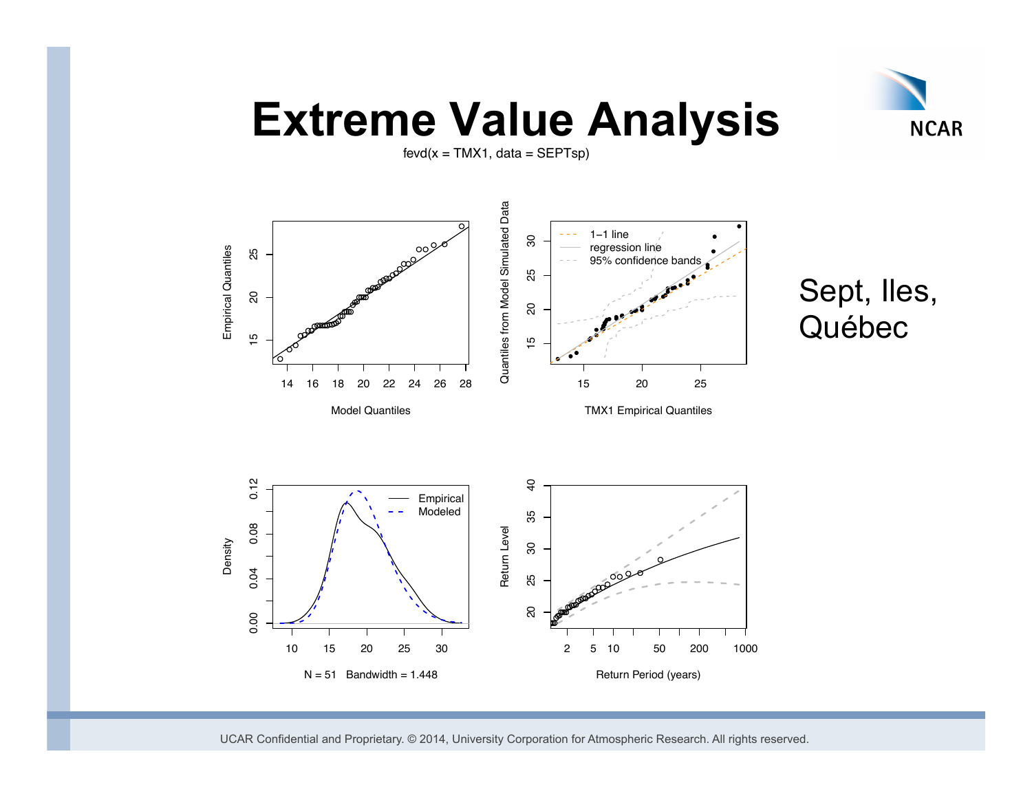# Extreme Value Analysis

fevd(x = TMX1, data = SEPTsp)

Sept, Iles, Québec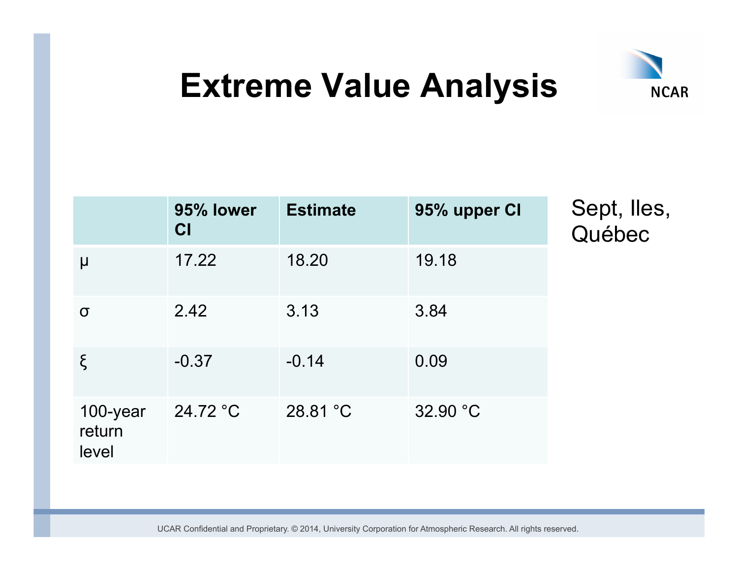# Extreme Value Analysis

|  | 95% lower CI | Estimate | 95% upper CI |
| --- | --- | --- | --- |
| $\mu$ | 17.22 | 18.20 | 19.18 |
| $\sigma$ | 2.42 | 3.13 | 3.84 |
| $\xi$ | -0.37 | -0.14 | 0.09 |
| 100-year return level | 24.72 °C | 28.81 °C | 32.90 °C |

Sept, Iles, Québec

UCAR Confidential and Proprietary. © 2014, University Corporation for Atmospheric Research. All rights reserved.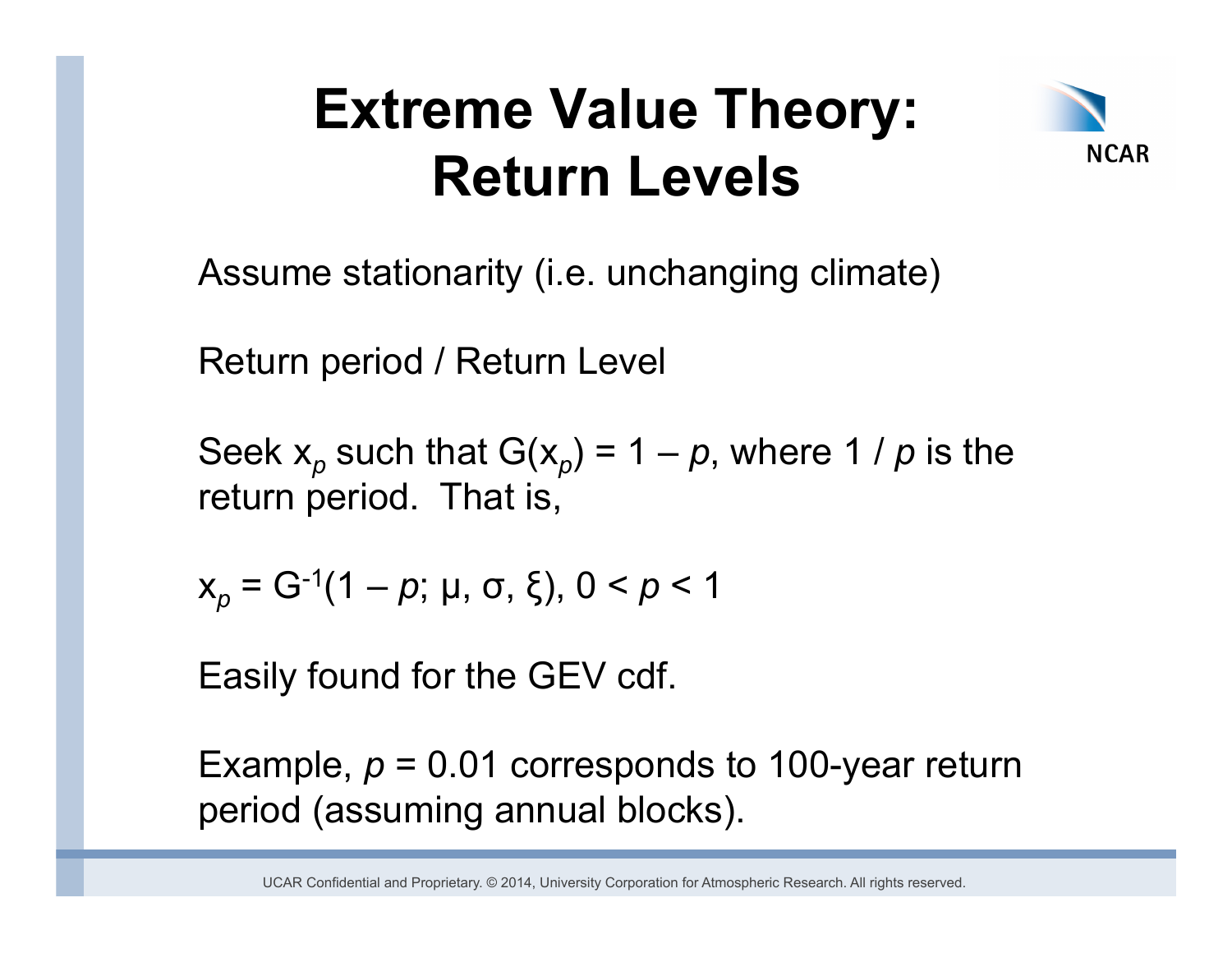# Extreme Value Theory: Return Levels

Assume stationarity (i.e. unchanging climate)

Return period / Return Level

Seek $x_p$ such that $G(x_p) = 1 – p$, where $1 / p$ is the return period. That is,

$x_p = G^{-1}(1 – p; \mu, \sigma, \xi)$, $0 < p < 1$

Easily found for the GEV cdf.

Example, $p = 0.01$ corresponds to 100-year return period (assuming annual blocks).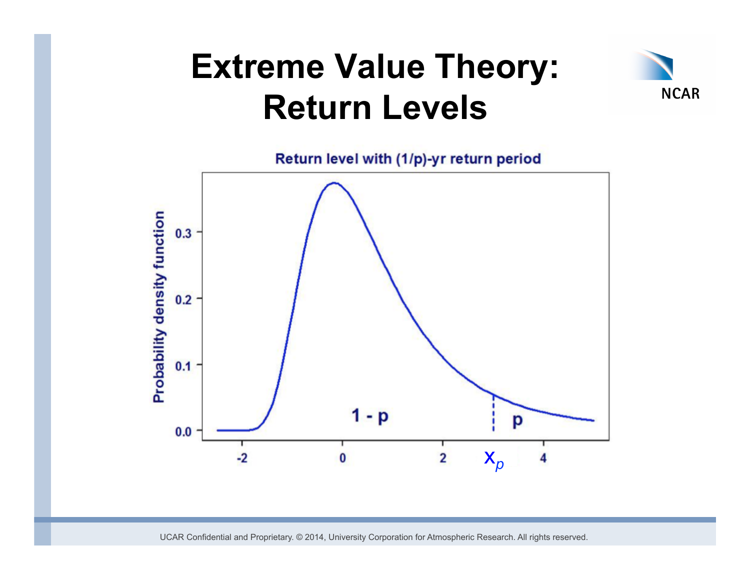# Extreme Value Theory: Return Levels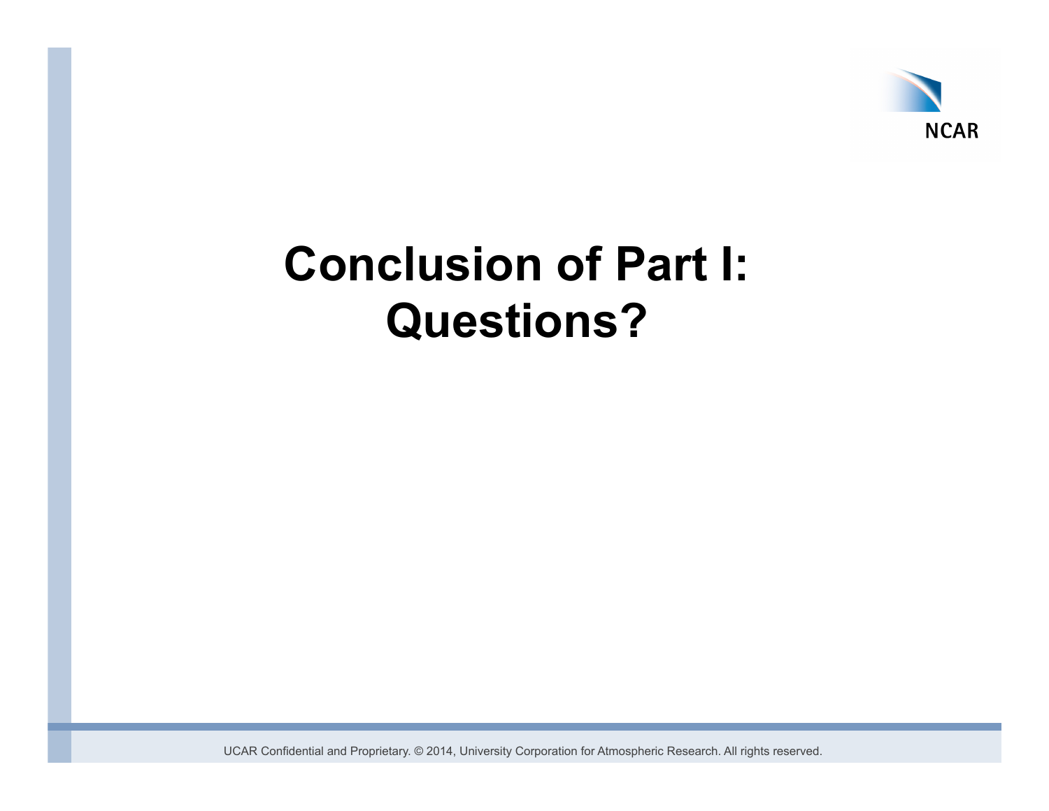# Conclusion of Part I: Questions?